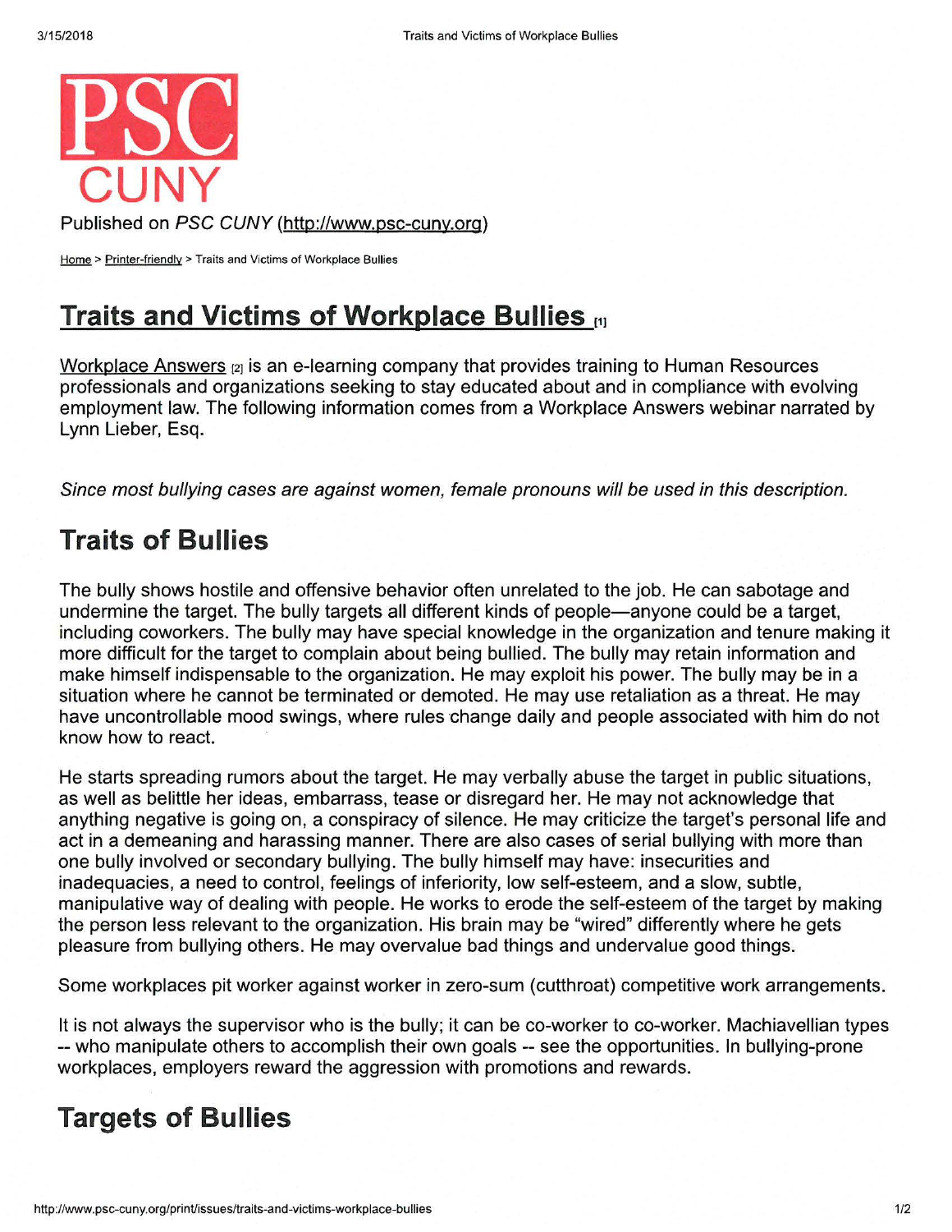PSC CUNY

Published on *PSC CUNY* (http://www.psc-cuny.org)

Home > Printer-friendly > Traits and Victims of Workplace Bullies

# Traits and Victims of Workplace Bullies [1]

Workplace Answers [2] is an e-learning company that provides training to Human Resources professionals and organizations seeking to stay educated about and in compliance with evolving employment law. The following information comes from a Workplace Answers webinar narrated by Lynn Lieber, Esq.

*Since most bullying cases are against women, female pronouns will be used in this description.*

## Traits of Bullies

The bully shows hostile and offensive behavior often unrelated to the job. He can sabotage and undermine the target. The bully targets all different kinds of people—anyone could be a target, including coworkers. The bully may have special knowledge in the organization and tenure making it more difficult for the target to complain about being bullied. The bully may retain information and make himself indispensable to the organization. He may exploit his power. The bully may be in a situation where he cannot be terminated or demoted. He may use retaliation as a threat. He may have uncontrollable mood swings, where rules change daily and people associated with him do not know how to react.

He starts spreading rumors about the target. He may verbally abuse the target in public situations, as well as belittle her ideas, embarrass, tease or disregard her. He may not acknowledge that anything negative is going on, a conspiracy of silence. He may criticize the target's personal life and act in a demeaning and harassing manner. There are also cases of serial bullying with more than one bully involved or secondary bullying. The bully himself may have: insecurities and inadequacies, a need to control, feelings of inferiority, low self-esteem, and a slow, subtle, manipulative way of dealing with people. He works to erode the self-esteem of the target by making the person less relevant to the organization. His brain may be "wired" differently where he gets pleasure from bullying others. He may overvalue bad things and undervalue good things.

Some workplaces pit worker against worker in zero-sum (cutthroat) competitive work arrangements.

It is not always the supervisor who is the bully; it can be co-worker to co-worker. Machiavellian types -- who manipulate others to accomplish their own goals -- see the opportunities. In bullying-prone workplaces, employers reward the aggression with promotions and rewards.

## Targets of Bullies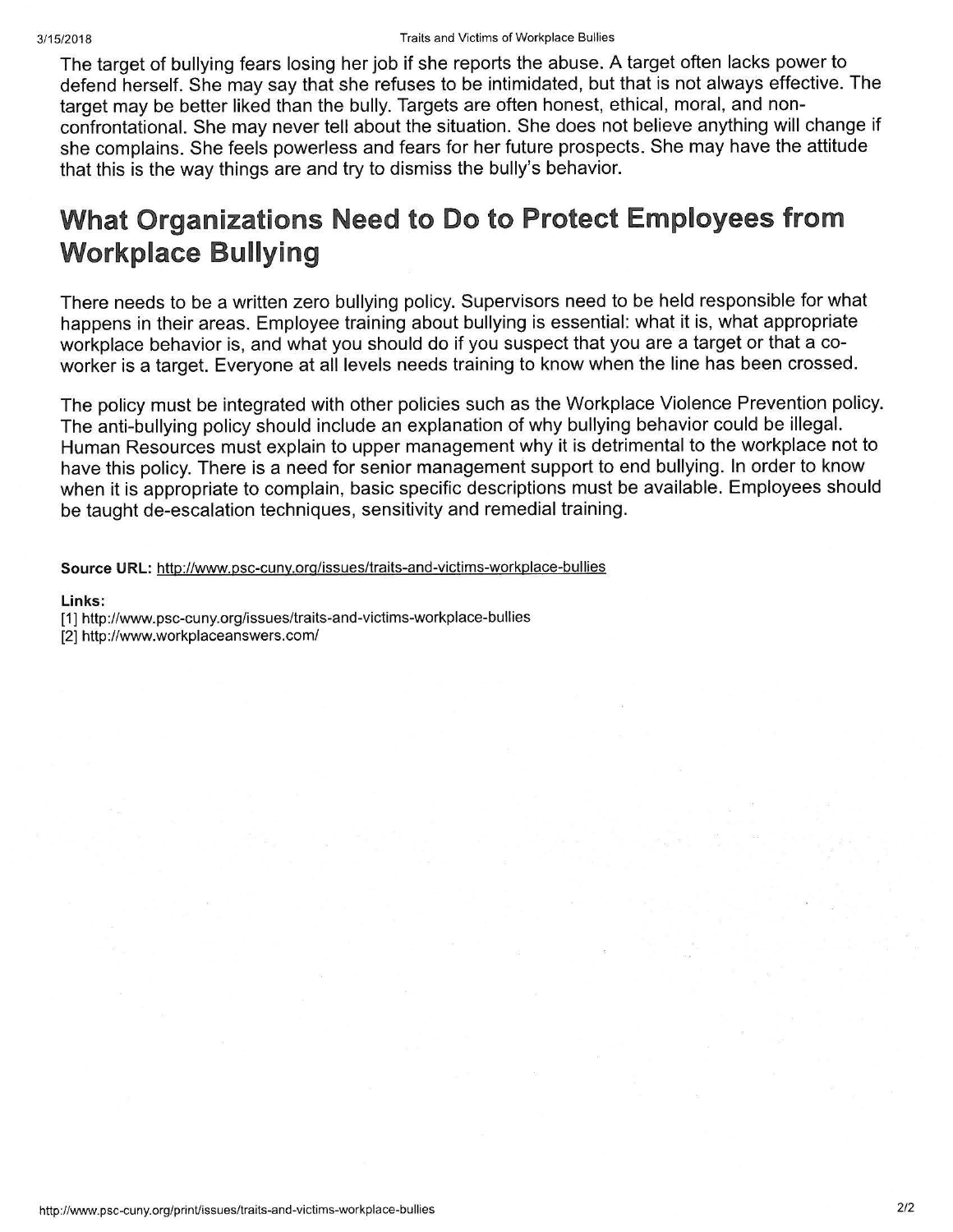The target of bullying fears losing her job if she reports the abuse. A target often lacks power to defend herself. She may say that she refuses to be intimidated, but that is not always effective. The target may be better liked than the bully. Targets are often honest, ethical, moral, and non-confrontational. She may never tell about the situation. She does not believe anything will change if she complains. She feels powerless and fears for her future prospects. She may have the attitude that this is the way things are and try to dismiss the bully's behavior.

## What Organizations Need to Do to Protect Employees from Workplace Bullying

There needs to be a written zero bullying policy. Supervisors need to be held responsible for what happens in their areas. Employee training about bullying is essential: what it is, what appropriate workplace behavior is, and what you should do if you suspect that you are a target or that a co-worker is a target. Everyone at all levels needs training to know when the line has been crossed.

The policy must be integrated with other policies such as the Workplace Violence Prevention policy. The anti-bullying policy should include an explanation of why bullying behavior could be illegal. Human Resources must explain to upper management why it is detrimental to the workplace not to have this policy. There is a need for senior management support to end bullying. In order to know when it is appropriate to complain, basic specific descriptions must be available. Employees should be taught de-escalation techniques, sensitivity and remedial training.

**Source URL:** http://www.psc-cuny.org/issues/traits-and-victims-workplace-bullies

**Links:**
[1] http://www.psc-cuny.org/issues/traits-and-victims-workplace-bullies
[2] http://www.workplaceanswers.com/